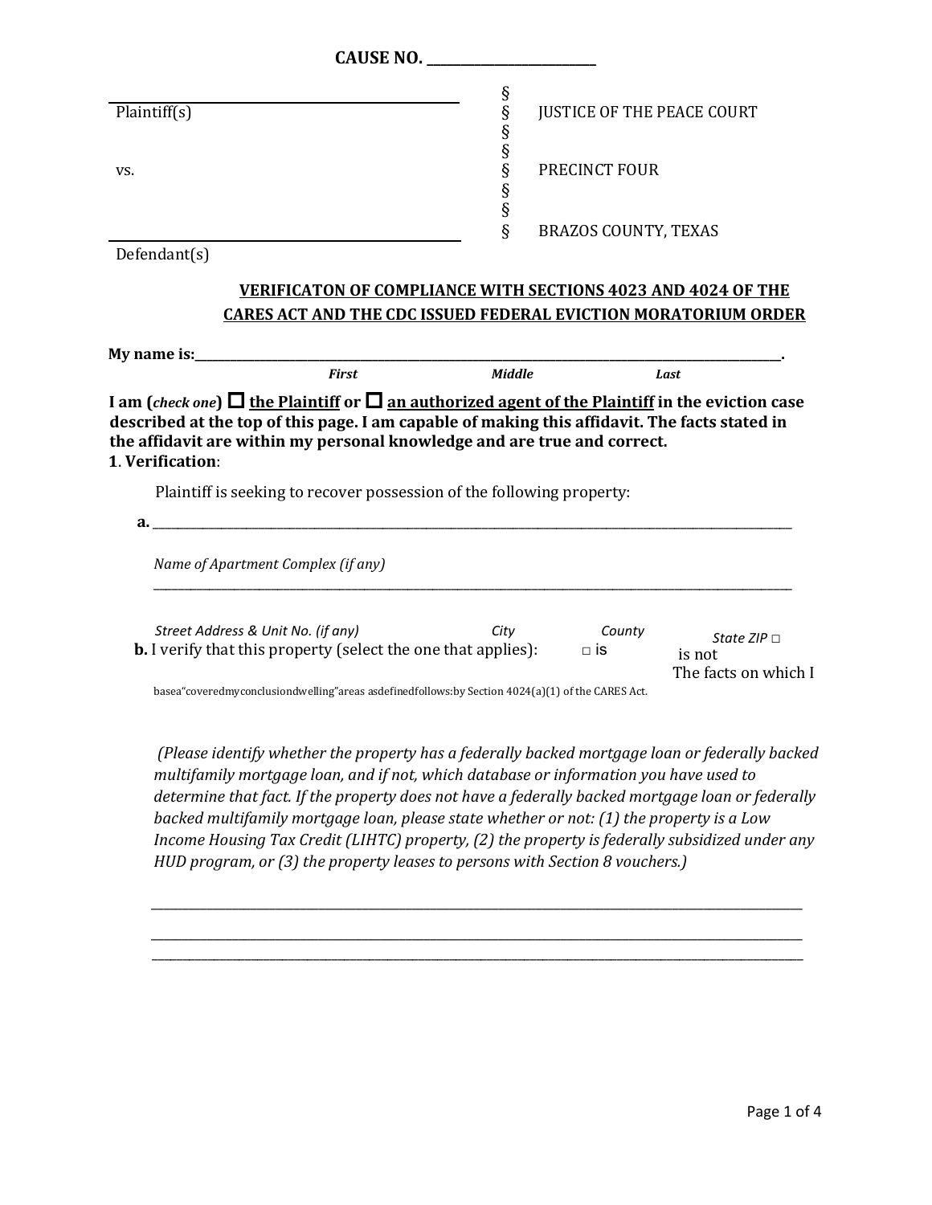**CAUSE NO. ________________________**

| | | |
|---|---|---|
| ____________________________________ | § | |
| Plaintiff(s) | § | JUSTICE OF THE PEACE COURT |
| | § | |
| | § | |
| vs. | § | PRECINCT FOUR |
| | § | |
| | § | |
| ____________________________________ | § | BRAZOS COUNTY, TEXAS |
| Defendant(s) | | |

## VERIFICATON OF COMPLIANCE WITH SECTIONS 4023 AND 4024 OF THE CARES ACT AND THE CDC ISSUED FEDERAL EVICTION MORATORIUM ORDER

**My name is:**______________________________________________________________________________.

*First* *Middle* *Last*

**I am (*check one*) ☐ the Plaintiff or ☐ an authorized agent of the Plaintiff in the eviction case described at the top of this page. I am capable of making this affidavit. The facts stated in the affidavit are within my personal knowledge and are true and correct.**

**1**. **Verification**:

Plaintiff is seeking to recover possession of the following property:

**a.** ______________________________________________________________________________

*Name of Apartment Complex (if any)*

______________________________________________________________________________

*Street Address & Unit No. (if any)* *City* *County* *State ZIP*

**b.** I verify that this property (select the one that applies): □ is □ is not a "covered dwelling" as defined by Section 4024(a)(1) of the CARES Act. The facts on which I base my conclusion are as follows:

*(Please identify whether the property has a federally backed mortgage loan or federally backed multifamily mortgage loan, and if not, which database or information you have used to determine that fact. If the property does not have a federally backed mortgage loan or federally backed multifamily mortgage loan, please state whether or not: (1) the property is a Low Income Housing Tax Credit (LIHTC) property, (2) the property is federally subsidized under any HUD program, or (3) the property leases to persons with Section 8 vouchers.)*

______________________________________________________________________________

______________________________________________________________________________

______________________________________________________________________________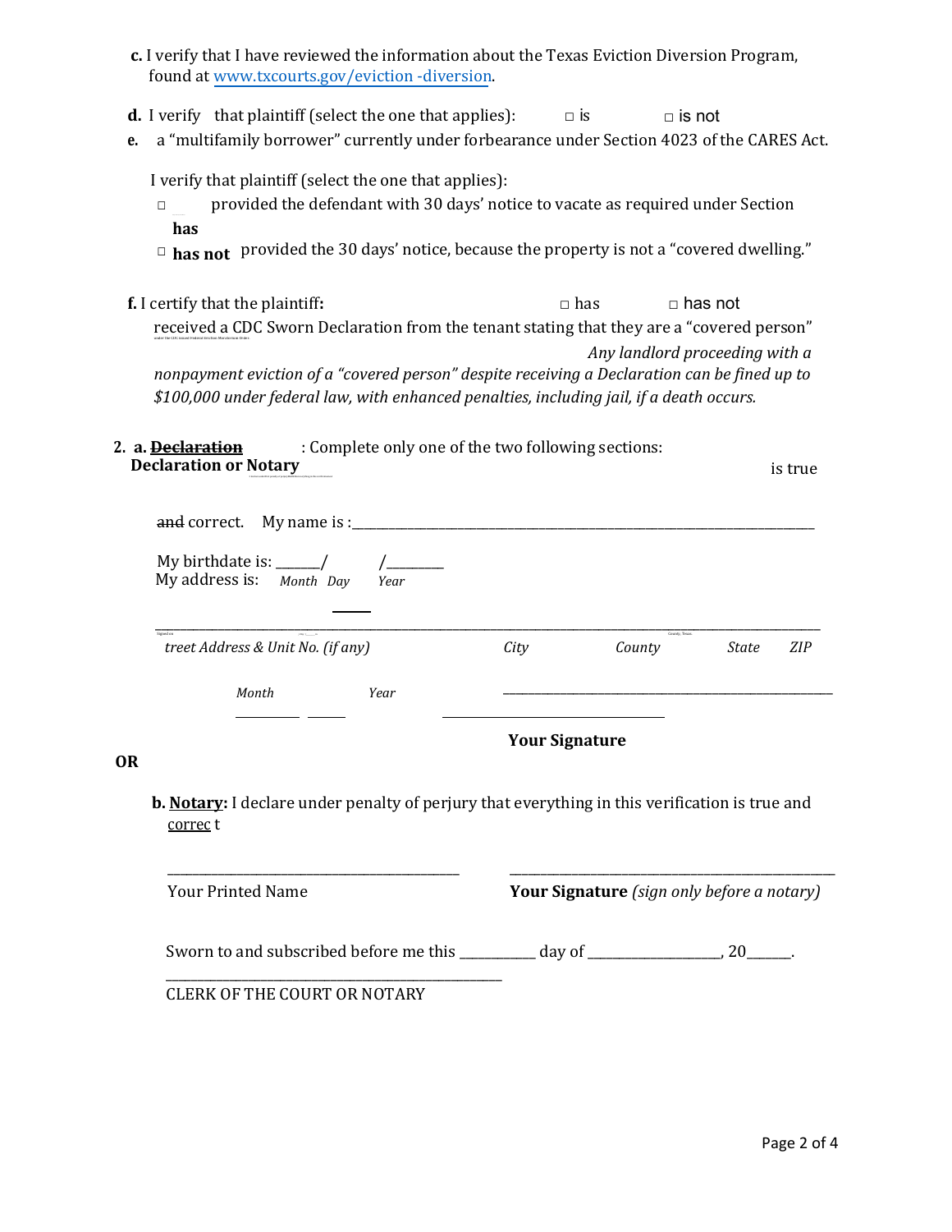**c.** I verify that I have reviewed the information about the Texas Eviction Diversion Program, found at www.txcourts.gov/eviction -diversion.

**d.** I verify that plaintiff (select the one that applies): □ is □ is not

**e.** a "multifamily borrower" currently under forbearance under Section 4023 of the CARES Act.

I verify that plaintiff (select the one that applies):

□ **has** provided the defendant with 30 days' notice to vacate as required under Section

□ **has not** provided the 30 days' notice, because the property is not a "covered dwelling."

**f.** I certify that the plaintiff**:** □ has □ has not

received a CDC Sworn Declaration from the tenant stating that they are a "covered person" under the CDC issued Federal Eviction Moratorium Order. *Any landlord proceeding with a nonpayment eviction of a "covered person" despite receiving a Declaration can be fined up to $100,000 under federal law, with enhanced penalties, including jail, if a death occurs.*

**2. a.** ~~**Declaration**~~ **Declaration or Notary**: Complete only one of the two following sections: is true ~~and~~ correct.

My name is :\_\_\_\_\_\_\_\_\_\_\_\_\_\_\_\_\_\_\_\_\_\_\_\_\_\_\_\_\_\_\_\_\_\_\_\_\_\_\_\_\_\_\_\_\_\_\_\_\_\_\_\_\_\_\_\_\_\_\_\_\_\_\_\_\_\_

My birthdate is: \_\_\_\_\_\_/ \_\_\_\_\_\_/\_\_\_\_\_\_\_\_
*Month Day Year*

My address is:

\_\_\_\_\_\_\_\_\_\_\_\_\_\_\_\_\_\_\_\_\_\_\_\_\_\_\_\_\_\_\_\_\_\_\_\_\_\_\_\_\_\_\_\_\_\_\_\_\_\_\_\_\_\_\_\_\_\_\_\_\_\_\_\_\_\_\_\_\_\_\_\_\_\_\_\_\_\_\_\_\_\_\_\_\_\_\_\_\_\_
*treet Address & Unit No. (if any) City County State ZIP*

Signed on \_\_\_\_\_\_\_\_\_ County, Texas.

\_\_\_\_\_\_\_\_\_ \_\_\_\_\_\_ \_\_\_\_\_\_\_\_\_\_\_\_\_\_\_\_\_\_\_\_\_\_\_\_\_\_\_\_\_\_\_\_\_\_\_\_\_\_\_\_\_\_\_\_\_\_\_\_\_\_\_\_
*Month Year*

**Your Signature**

**OR**

**b.** **Notary:** I declare under penalty of perjury that everything in this verification is true and correc t

\_\_\_\_\_\_\_\_\_\_\_\_\_\_\_\_\_\_\_\_\_\_\_\_\_\_\_\_\_\_\_\_\_\_\_\_\_\_\_\_\_\_\_\_ \_\_\_\_\_\_\_\_\_\_\_\_\_\_\_\_\_\_\_\_\_\_\_\_\_\_\_\_\_\_\_\_\_\_\_\_\_\_\_\_\_\_\_\_\_\_\_\_\_\_

Your Printed Name **Your Signature** *(sign only before a notary)*

Sworn to and subscribed before me this \_\_\_\_\_\_\_\_\_\_\_ day of \_\_\_\_\_\_\_\_\_\_\_\_\_\_\_\_\_\_\_\_, 20\_\_\_\_\_\_.

\_\_\_\_\_\_\_\_\_\_\_\_\_\_\_\_\_\_\_\_\_\_\_\_\_\_\_\_\_\_\_\_\_\_\_\_\_\_\_\_\_\_\_\_\_\_\_\_\_\_

CLERK OF THE COURT OR NOTARY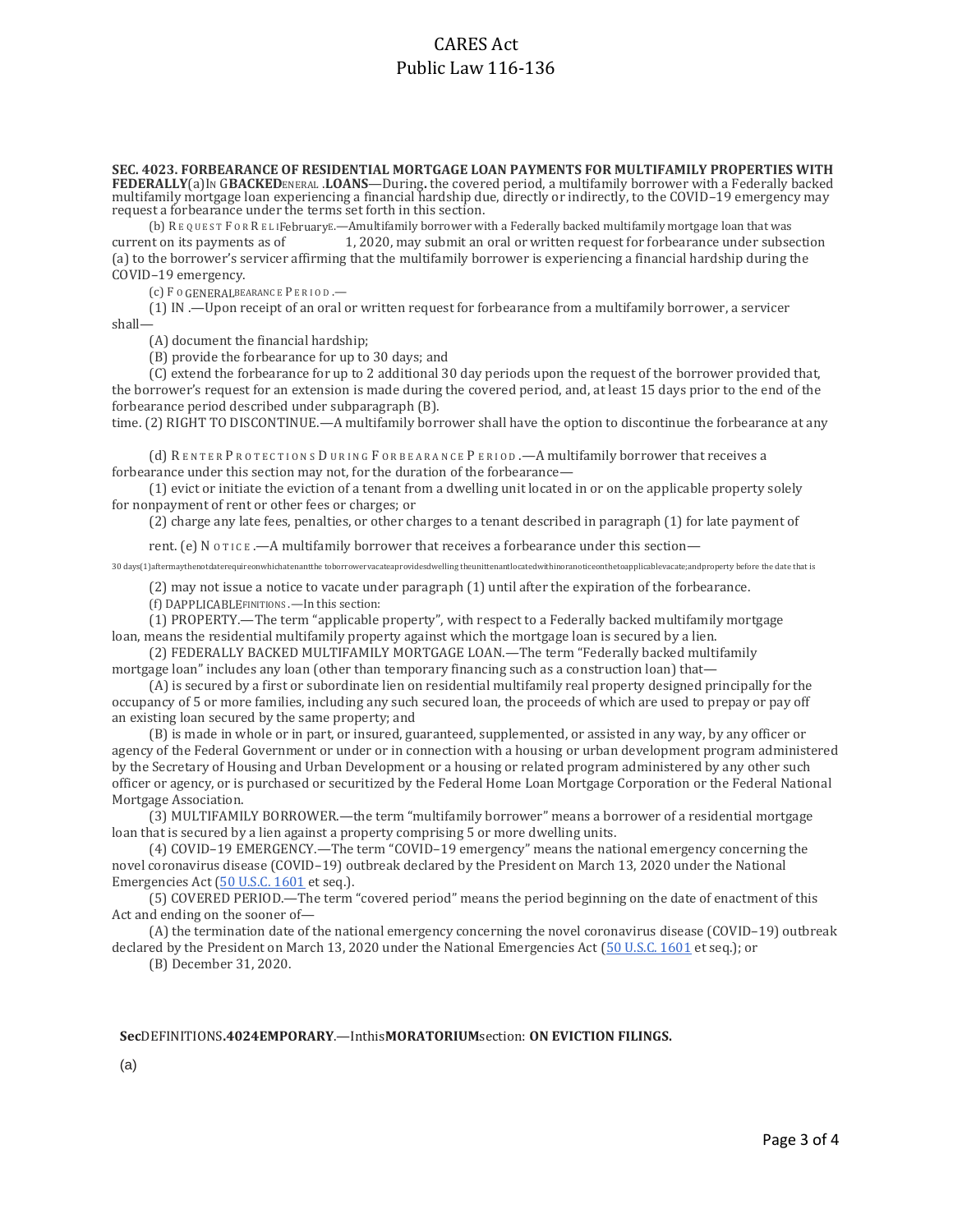**SEC. 4023. FORBEARANCE OF RESIDENTIAL MORTGAGE LOAN PAYMENTS FOR MULTIFAMILY PROPERTIES WITH FEDERALLY BACKED LOANS.**

(a) IN GENERAL.—During the covered period, a multifamily borrower with a Federally backed multifamily mortgage loan experiencing a financial hardship due, directly or indirectly, to the COVID–19 emergency may request a forbearance under the terms set forth in this section.

(b) REQUEST FOR RELIEF.—A multifamily borrower with a Federally backed multifamily mortgage loan that was current on its payments as of February 1, 2020, may submit an oral or written request for forbearance under subsection (a) to the borrower's servicer affirming that the multifamily borrower is experiencing a financial hardship during the COVID–19 emergency.

(c) FORBEARANCE PERIOD.—

(1) IN GENERAL.—Upon receipt of an oral or written request for forbearance from a multifamily borrower, a servicer shall—

(A) document the financial hardship;

(B) provide the forbearance for up to 30 days; and

(C) extend the forbearance for up to 2 additional 30 day periods upon the request of the borrower provided that, the borrower's request for an extension is made during the covered period, and, at least 15 days prior to the end of the forbearance period described under subparagraph (B).

(2) RIGHT TO DISCONTINUE.—A multifamily borrower shall have the option to discontinue the forbearance at any time.

(d) RENTER PROTECTIONS DURING FORBEARANCE PERIOD.—A multifamily borrower that receives a forbearance under this section may not, for the duration of the forbearance—

(1) evict or initiate the eviction of a tenant from a dwelling unit located in or on the applicable property solely for nonpayment of rent or other fees or charges; or

(2) charge any late fees, penalties, or other charges to a tenant described in paragraph (1) for late payment of rent.

(e) NOTICE.—A multifamily borrower that receives a forbearance under this section—

(1) may not require a tenant to vacate a dwelling unit located in or on the applicable property before the date that is 30 days after the date on which the borrower provides the tenant with a notice to vacate; and

(2) may not issue a notice to vacate under paragraph (1) until after the expiration of the forbearance.

(f) DEFINITIONS.—In this section:

(1) APPLICABLE PROPERTY.—The term "applicable property", with respect to a Federally backed multifamily mortgage loan, means the residential multifamily property against which the mortgage loan is secured by a lien.

(2) FEDERALLY BACKED MULTIFAMILY MORTGAGE LOAN.—The term "Federally backed multifamily mortgage loan" includes any loan (other than temporary financing such as a construction loan) that—

(A) is secured by a first or subordinate lien on residential multifamily real property designed principally for the occupancy of 5 or more families, including any such secured loan, the proceeds of which are used to prepay or pay off an existing loan secured by the same property; and

(B) is made in whole or in part, or insured, guaranteed, supplemented, or assisted in any way, by any officer or agency of the Federal Government or under or in connection with a housing or urban development program administered by the Secretary of Housing and Urban Development or a housing or related program administered by any other such officer or agency, or is purchased or securitized by the Federal Home Loan Mortgage Corporation or the Federal National Mortgage Association.

(3) MULTIFAMILY BORROWER.—the term "multifamily borrower" means a borrower of a residential mortgage loan that is secured by a lien against a property comprising 5 or more dwelling units.

(4) COVID–19 EMERGENCY.—The term "COVID–19 emergency" means the national emergency concerning the novel coronavirus disease (COVID–19) outbreak declared by the President on March 13, 2020 under the National Emergencies Act ([50 U.S.C. 1601](50 U.S.C. 1601) et seq.).

(5) COVERED PERIOD.—The term "covered period" means the period beginning on the date of enactment of this Act and ending on the sooner of—

(A) the termination date of the national emergency concerning the novel coronavirus disease (COVID–19) outbreak declared by the President on March 13, 2020 under the National Emergencies Act ([50 U.S.C. 1601](50 U.S.C. 1601) et seq.); or

(B) December 31, 2020.

**Sec. 4024. TEMPORARY MORATORIUM ON EVICTION FILINGS.**

(a) DEFINITIONS.—In this section: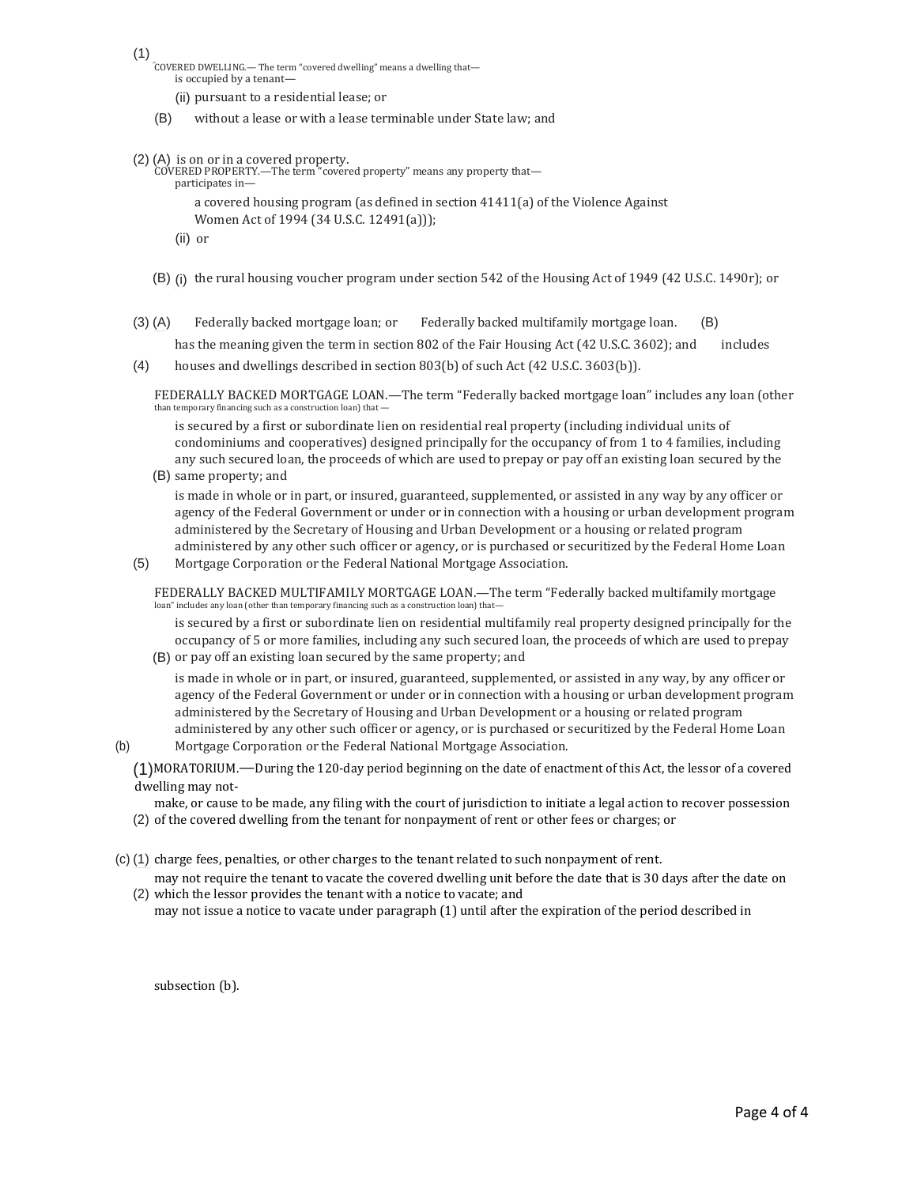(1) COVERED DWELLING.— The term "covered dwelling" means a dwelling that—
is occupied by a tenant—

(ii) pursuant to a residential lease; or

(B) without a lease or with a lease terminable under State law; and

(2) (A) is on or in a covered property.
COVERED PROPERTY.—The term "covered property" means any property that—
participates in—

a covered housing program (as defined in section 41411(a) of the Violence Against Women Act of 1994 (34 U.S.C. 12491(a)));

(ii) or

(B) (i) the rural housing voucher program under section 542 of the Housing Act of 1949 (42 U.S.C. 1490r); or

(3) (A) Federally backed mortgage loan; or Federally backed multifamily mortgage loan. (B)

has the meaning given the term in section 802 of the Fair Housing Act (42 U.S.C. 3602); and includes

(4) houses and dwellings described in section 803(b) of such Act (42 U.S.C. 3603(b)).

FEDERALLY BACKED MORTGAGE LOAN.—The term "Federally backed mortgage loan" includes any loan (other than temporary financing such as a construction loan) that —

is secured by a first or subordinate lien on residential real property (including individual units of condominiums and cooperatives) designed principally for the occupancy of from 1 to 4 families, including any such secured loan, the proceeds of which are used to prepay or pay off an existing loan secured by the

(B) same property; and

is made in whole or in part, or insured, guaranteed, supplemented, or assisted in any way by any officer or agency of the Federal Government or under or in connection with a housing or urban development program administered by the Secretary of Housing and Urban Development or a housing or related program administered by any other such officer or agency, or is purchased or securitized by the Federal Home Loan

(5) Mortgage Corporation or the Federal National Mortgage Association.

FEDERALLY BACKED MULTIFAMILY MORTGAGE LOAN.—The term "Federally backed multifamily mortgage loan" includes any loan (other than temporary financing such as a construction loan) that—

is secured by a first or subordinate lien on residential multifamily real property designed principally for the occupancy of 5 or more families, including any such secured loan, the proceeds of which are used to prepay

(B) or pay off an existing loan secured by the same property; and

is made in whole or in part, or insured, guaranteed, supplemented, or assisted in any way, by any officer or agency of the Federal Government or under or in connection with a housing or urban development program administered by the Secretary of Housing and Urban Development or a housing or related program administered by any other such officer or agency, or is purchased or securitized by the Federal Home Loan

(b) Mortgage Corporation or the Federal National Mortgage Association.

(1) MORATORIUM.—During the 120-day period beginning on the date of enactment of this Act, the lessor of a covered dwelling may not-

make, or cause to be made, any filing with the court of jurisdiction to initiate a legal action to recover possession

(2) of the covered dwelling from the tenant for nonpayment of rent or other fees or charges; or

(c) (1) charge fees, penalties, or other charges to the tenant related to such nonpayment of rent.

may not require the tenant to vacate the covered dwelling unit before the date that is 30 days after the date on

(2) which the lessor provides the tenant with a notice to vacate; and

may not issue a notice to vacate under paragraph (1) until after the expiration of the period described in

subsection (b).